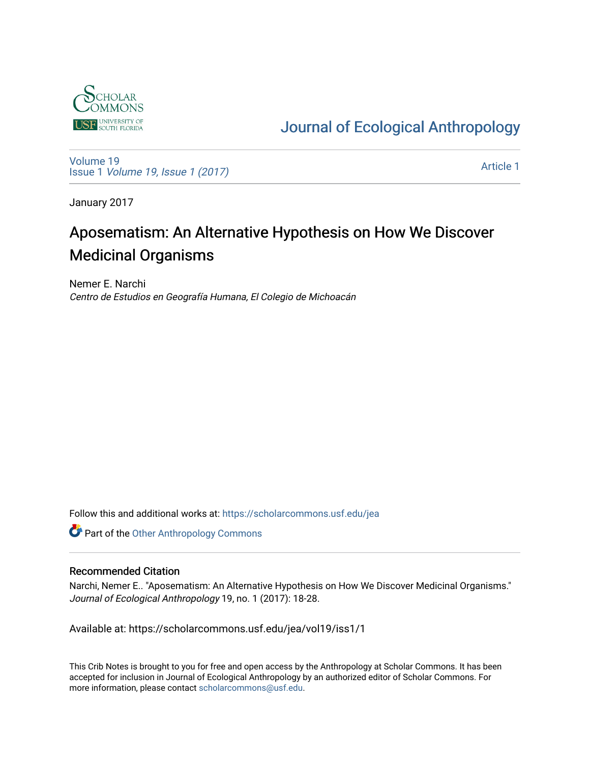Journal of Ecological Anthropology

Volume 19
Issue 1 *Volume 19, Issue 1 (2017)*

Article 1

January 2017

# Aposematism: An Alternative Hypothesis on How We Discover Medicinal Organisms

Nemer E. Narchi
*Centro de Estudios en Geografía Humana, El Colegio de Michoacán*

Follow this and additional works at: https://scholarcommons.usf.edu/jea

Part of the Other Anthropology Commons

### Recommended Citation

Narchi, Nemer E.. "Aposematism: An Alternative Hypothesis on How We Discover Medicinal Organisms." *Journal of Ecological Anthropology* 19, no. 1 (2017): 18-28.

Available at: https://scholarcommons.usf.edu/jea/vol19/iss1/1

This Crib Notes is brought to you for free and open access by the Anthropology at Scholar Commons. It has been accepted for inclusion in Journal of Ecological Anthropology by an authorized editor of Scholar Commons. For more information, please contact scholarcommons@usf.edu.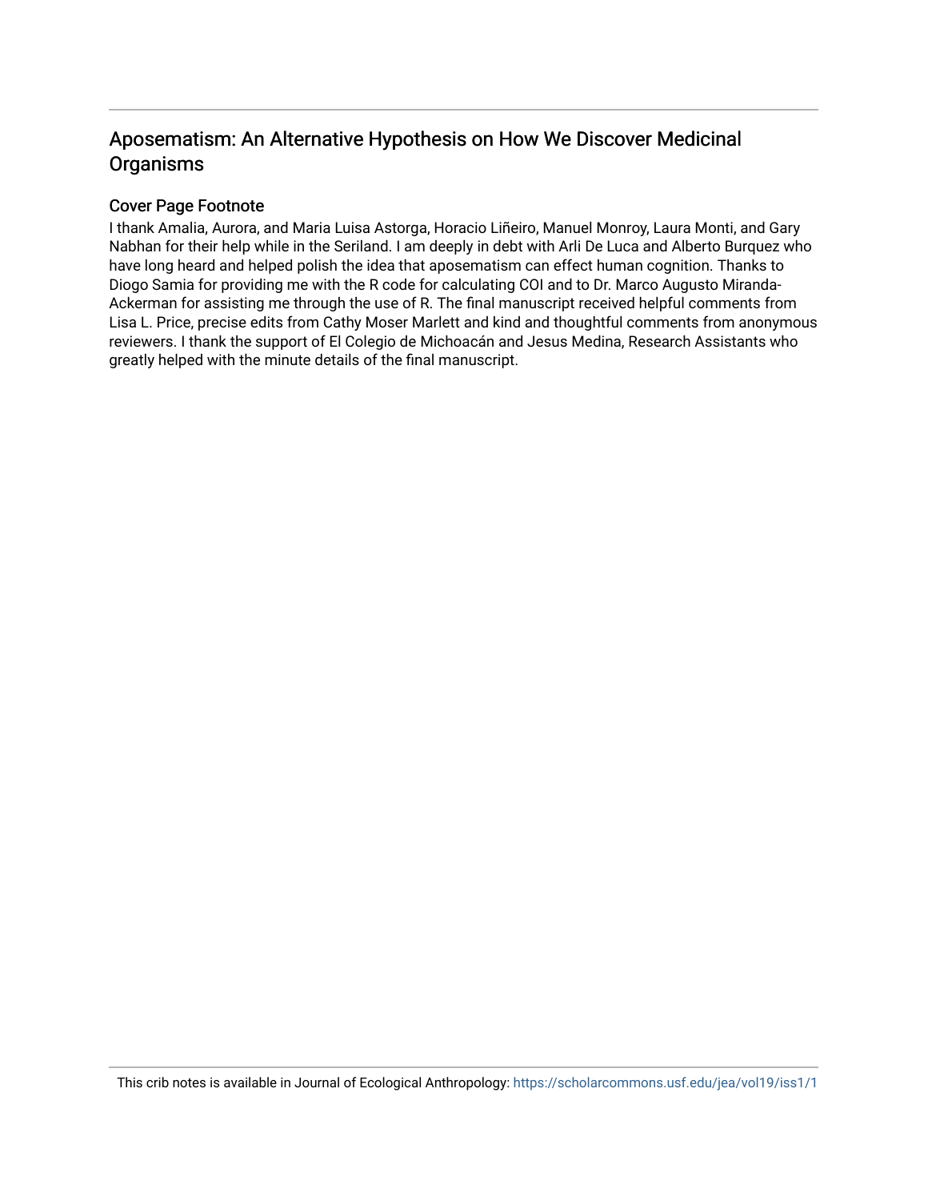# Aposematism: An Alternative Hypothesis on How We Discover Medicinal Organisms

## Cover Page Footnote

I thank Amalia, Aurora, and Maria Luisa Astorga, Horacio Liñeiro, Manuel Monroy, Laura Monti, and Gary Nabhan for their help while in the Seriland. I am deeply in debt with Arli De Luca and Alberto Burquez who have long heard and helped polish the idea that aposematism can effect human cognition. Thanks to Diogo Samia for providing me with the R code for calculating COI and to Dr. Marco Augusto Miranda-Ackerman for assisting me through the use of R. The final manuscript received helpful comments from Lisa L. Price, precise edits from Cathy Moser Marlett and kind and thoughtful comments from anonymous reviewers. I thank the support of El Colegio de Michoacán and Jesus Medina, Research Assistants who greatly helped with the minute details of the final manuscript.

This crib notes is available in Journal of Ecological Anthropology: https://scholarcommons.usf.edu/jea/vol19/iss1/1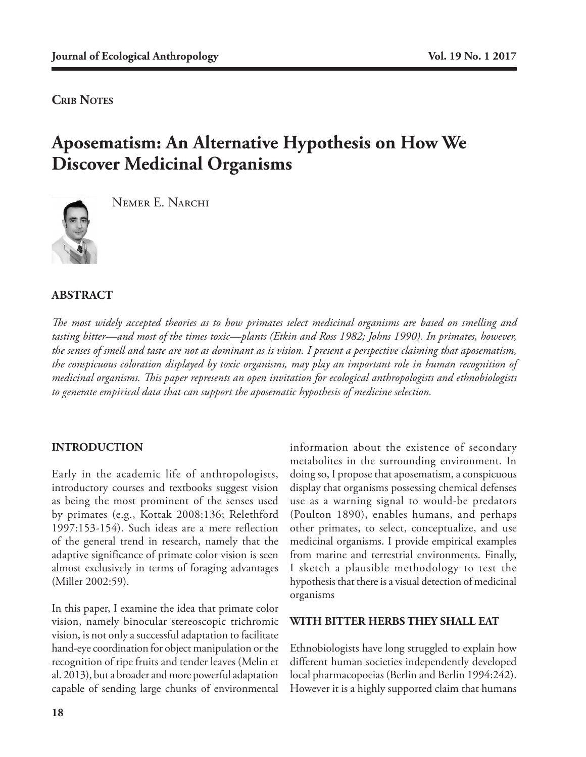**Crib Notes**

# Aposematism: An Alternative Hypothesis on How We Discover Medicinal Organisms

Nemer E. Narchi

## ABSTRACT

*The most widely accepted theories as to how primates select medicinal organisms are based on smelling and tasting bitter—and most of the times toxic—plants (Etkin and Ross 1982; Johns 1990). In primates, however, the senses of smell and taste are not as dominant as is vision. I present a perspective claiming that aposematism, the conspicuous coloration displayed by toxic organisms, may play an important role in human recognition of medicinal organisms. This paper represents an open invitation for ecological anthropologists and ethnobiologists to generate empirical data that can support the aposematic hypothesis of medicine selection.*

## INTRODUCTION

Early in the academic life of anthropologists, introductory courses and textbooks suggest vision as being the most prominent of the senses used by primates (e.g., Kottak 2008:136; Relethford 1997:153-154). Such ideas are a mere reflection of the general trend in research, namely that the adaptive significance of primate color vision is seen almost exclusively in terms of foraging advantages (Miller 2002:59).

In this paper, I examine the idea that primate color vision, namely binocular stereoscopic trichromic vision, is not only a successful adaptation to facilitate hand-eye coordination for object manipulation or the recognition of ripe fruits and tender leaves (Melin et al. 2013), but a broader and more powerful adaptation capable of sending large chunks of environmental information about the existence of secondary metabolites in the surrounding environment. In doing so, I propose that aposematism, a conspicuous display that organisms possessing chemical defenses use as a warning signal to would-be predators (Poulton 1890), enables humans, and perhaps other primates, to select, conceptualize, and use medicinal organisms. I provide empirical examples from marine and terrestrial environments. Finally, I sketch a plausible methodology to test the hypothesis that there is a visual detection of medicinal organisms

## WITH BITTER HERBS THEY SHALL EAT

Ethnobiologists have long struggled to explain how different human societies independently developed local pharmacopoeias (Berlin and Berlin 1994:242). However it is a highly supported claim that humans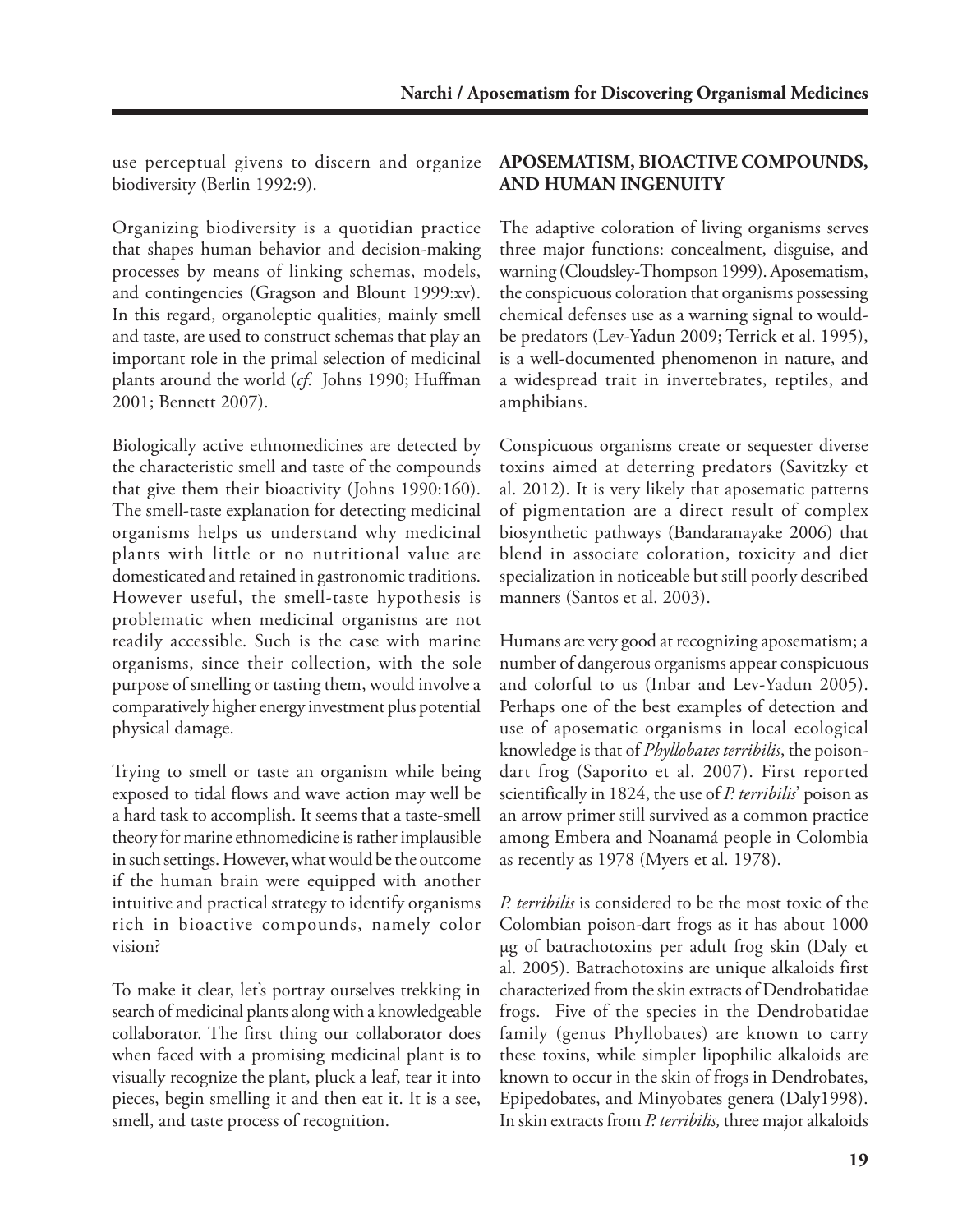use perceptual givens to discern and organize biodiversity (Berlin 1992:9).

Organizing biodiversity is a quotidian practice that shapes human behavior and decision-making processes by means of linking schemas, models, and contingencies (Gragson and Blount 1999:xv). In this regard, organoleptic qualities, mainly smell and taste, are used to construct schemas that play an important role in the primal selection of medicinal plants around the world (*cf.* Johns 1990; Huffman 2001; Bennett 2007).

Biologically active ethnomedicines are detected by the characteristic smell and taste of the compounds that give them their bioactivity (Johns 1990:160). The smell-taste explanation for detecting medicinal organisms helps us understand why medicinal plants with little or no nutritional value are domesticated and retained in gastronomic traditions. However useful, the smell-taste hypothesis is problematic when medicinal organisms are not readily accessible. Such is the case with marine organisms, since their collection, with the sole purpose of smelling or tasting them, would involve a comparatively higher energy investment plus potential physical damage.

Trying to smell or taste an organism while being exposed to tidal flows and wave action may well be a hard task to accomplish. It seems that a taste-smell theory for marine ethnomedicine is rather implausible in such settings. However, what would be the outcome if the human brain were equipped with another intuitive and practical strategy to identify organisms rich in bioactive compounds, namely color vision?

To make it clear, let's portray ourselves trekking in search of medicinal plants along with a knowledgeable collaborator. The first thing our collaborator does when faced with a promising medicinal plant is to visually recognize the plant, pluck a leaf, tear it into pieces, begin smelling it and then eat it. It is a see, smell, and taste process of recognition.

## APOSEMATISM, BIOACTIVE COMPOUNDS, AND HUMAN INGENUITY

The adaptive coloration of living organisms serves three major functions: concealment, disguise, and warning (Cloudsley-Thompson 1999). Aposematism, the conspicuous coloration that organisms possessing chemical defenses use as a warning signal to would-be predators (Lev-Yadun 2009; Terrick et al. 1995), is a well-documented phenomenon in nature, and a widespread trait in invertebrates, reptiles, and amphibians.

Conspicuous organisms create or sequester diverse toxins aimed at deterring predators (Savitzky et al. 2012). It is very likely that aposematic patterns of pigmentation are a direct result of complex biosynthetic pathways (Bandaranayake 2006) that blend in associate coloration, toxicity and diet specialization in noticeable but still poorly described manners (Santos et al. 2003).

Humans are very good at recognizing aposematism; a number of dangerous organisms appear conspicuous and colorful to us (Inbar and Lev-Yadun 2005). Perhaps one of the best examples of detection and use of aposematic organisms in local ecological knowledge is that of *Phyllobates terribilis*, the poison-dart frog (Saporito et al. 2007). First reported scientifically in 1824, the use of *P. terribilis*' poison as an arrow primer still survived as a common practice among Embera and Noanamá people in Colombia as recently as 1978 (Myers et al. 1978).

*P. terribilis* is considered to be the most toxic of the Colombian poison-dart frogs as it has about 1000 μg of batrachotoxins per adult frog skin (Daly et al. 2005). Batrachotoxins are unique alkaloids first characterized from the skin extracts of Dendrobatidae frogs. Five of the species in the Dendrobatidae family (genus Phyllobates) are known to carry these toxins, while simpler lipophilic alkaloids are known to occur in the skin of frogs in Dendrobates, Epipedobates, and Minyobates genera (Daly1998). In skin extracts from *P. terribilis,* three major alkaloids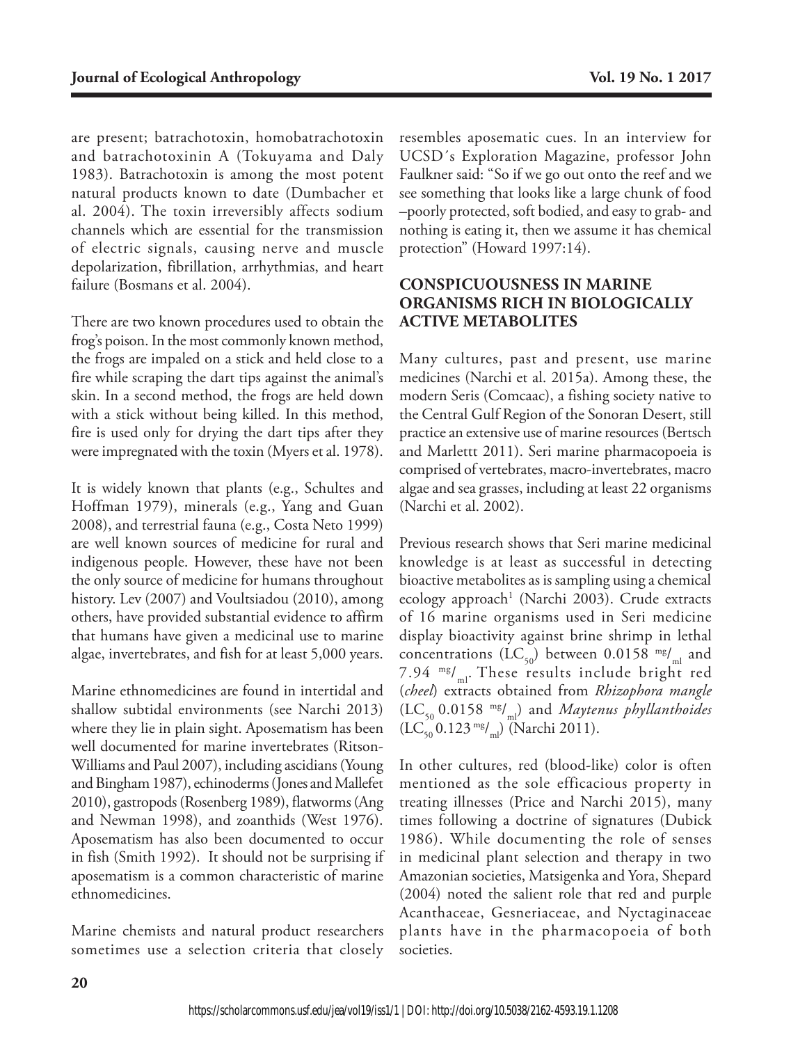are present; batrachotoxin, homobatrachotoxin and batrachotoxinin A (Tokuyama and Daly 1983). Batrachotoxin is among the most potent natural products known to date (Dumbacher et al. 2004). The toxin irreversibly affects sodium channels which are essential for the transmission of electric signals, causing nerve and muscle depolarization, fibrillation, arrhythmias, and heart failure (Bosmans et al. 2004).

There are two known procedures used to obtain the frog's poison. In the most commonly known method, the frogs are impaled on a stick and held close to a fire while scraping the dart tips against the animal's skin. In a second method, the frogs are held down with a stick without being killed. In this method, fire is used only for drying the dart tips after they were impregnated with the toxin (Myers et al. 1978).

It is widely known that plants (e.g., Schultes and Hoffman 1979), minerals (e.g., Yang and Guan 2008), and terrestrial fauna (e.g., Costa Neto 1999) are well known sources of medicine for rural and indigenous people. However, these have not been the only source of medicine for humans throughout history. Lev (2007) and Voultsiadou (2010), among others, have provided substantial evidence to affirm that humans have given a medicinal use to marine algae, invertebrates, and fish for at least 5,000 years.

Marine ethnomedicines are found in intertidal and shallow subtidal environments (see Narchi 2013) where they lie in plain sight. Aposematism has been well documented for marine invertebrates (Ritson-Williams and Paul 2007), including ascidians (Young and Bingham 1987), echinoderms (Jones and Mallefet 2010), gastropods (Rosenberg 1989), flatworms (Ang and Newman 1998), and zoanthids (West 1976). Aposematism has also been documented to occur in fish (Smith 1992). It should not be surprising if aposematism is a common characteristic of marine ethnomedicines.

Marine chemists and natural product researchers sometimes use a selection criteria that closely resembles aposematic cues. In an interview for UCSD´s Exploration Magazine, professor John Faulkner said: "So if we go out onto the reef and we see something that looks like a large chunk of food –poorly protected, soft bodied, and easy to grab- and nothing is eating it, then we assume it has chemical protection" (Howard 1997:14).

## CONSPICUOUSNESS IN MARINE ORGANISMS RICH IN BIOLOGICALLY ACTIVE METABOLITES

Many cultures, past and present, use marine medicines (Narchi et al. 2015a). Among these, the modern Seris (Comcaac), a fishing society native to the Central Gulf Region of the Sonoran Desert, still practice an extensive use of marine resources (Bertsch and Marlettt 2011). Seri marine pharmacopoeia is comprised of vertebrates, macro-invertebrates, macro algae and sea grasses, including at least 22 organisms (Narchi et al. 2002).

Previous research shows that Seri marine medicinal knowledge is at least as successful in detecting bioactive metabolites as is sampling using a chemical ecology approach[1] (Narchi 2003). Crude extracts of 16 marine organisms used in Seri medicine display bioactivity against brine shrimp in lethal concentrations ($LC_{50}$) between 0.0158 $^{mg}/_{ml}$ and 7.94 $^{mg}/_{ml}$. These results include bright red (*cheel*) extracts obtained from *Rhizophora mangle* ($LC_{50}$ 0.0158 $^{mg}/_{ml}$) and *Maytenus phyllanthoides* ($LC_{50}$ 0.123 $^{mg}/_{ml}$) (Narchi 2011).

In other cultures, red (blood-like) color is often mentioned as the sole efficacious property in treating illnesses (Price and Narchi 2015), many times following a doctrine of signatures (Dubick 1986). While documenting the role of senses in medicinal plant selection and therapy in two Amazonian societies, Matsigenka and Yora, Shepard (2004) noted the salient role that red and purple Acanthaceae, Gesneriaceae, and Nyctaginaceae plants have in the pharmacopoeia of both societies.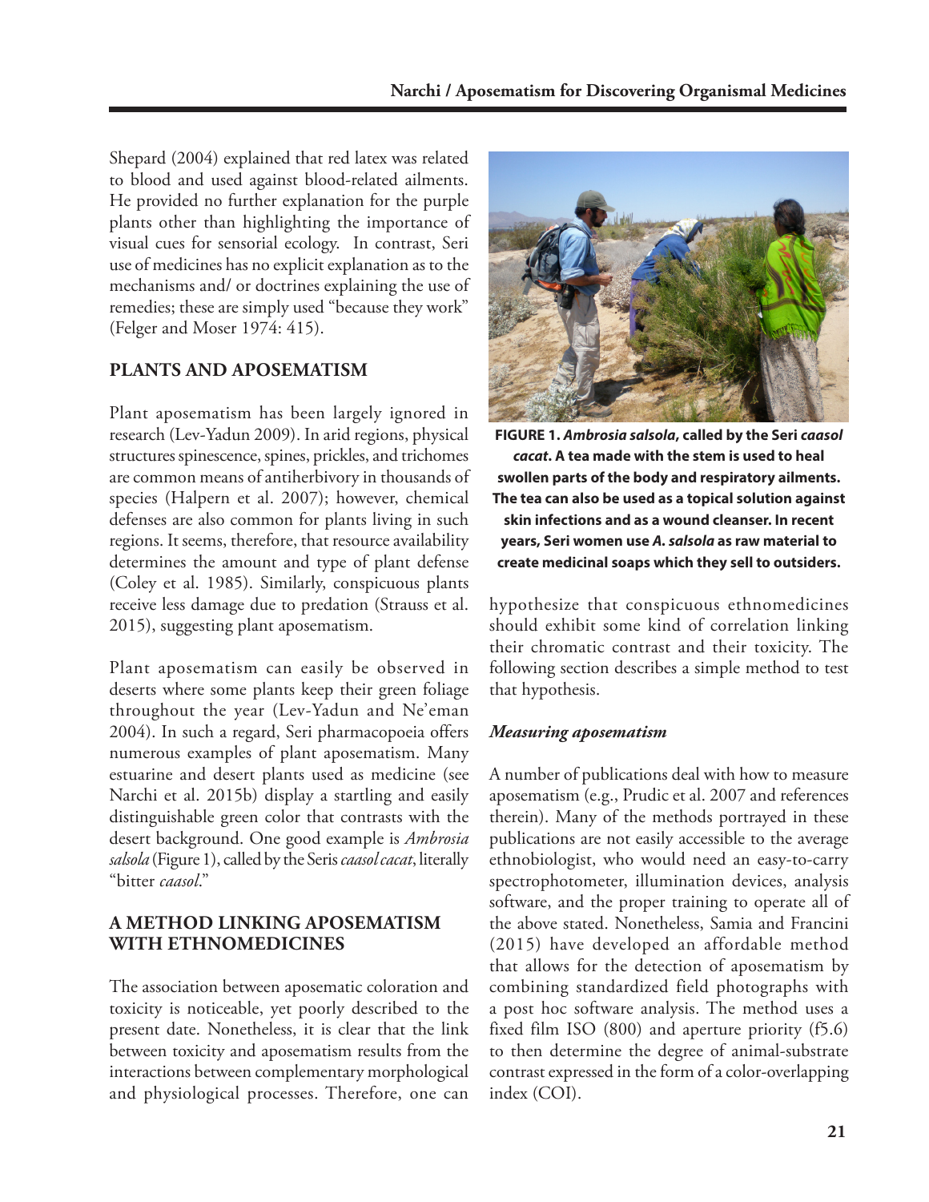Shepard (2004) explained that red latex was related to blood and used against blood-related ailments. He provided no further explanation for the purple plants other than highlighting the importance of visual cues for sensorial ecology. In contrast, Seri use of medicines has no explicit explanation as to the mechanisms and/ or doctrines explaining the use of remedies; these are simply used "because they work" (Felger and Moser 1974: 415).

## PLANTS AND APOSEMATISM

Plant aposematism has been largely ignored in research (Lev-Yadun 2009). In arid regions, physical structures spinescence, spines, prickles, and trichomes are common means of antiherbivory in thousands of species (Halpern et al. 2007); however, chemical defenses are also common for plants living in such regions. It seems, therefore, that resource availability determines the amount and type of plant defense (Coley et al. 1985). Similarly, conspicuous plants receive less damage due to predation (Strauss et al. 2015), suggesting plant aposematism.

Plant aposematism can easily be observed in deserts where some plants keep their green foliage throughout the year (Lev-Yadun and Ne'eman 2004). In such a regard, Seri pharmacopoeia offers numerous examples of plant aposematism. Many estuarine and desert plants used as medicine (see Narchi et al. 2015b) display a startling and easily distinguishable green color that contrasts with the desert background. One good example is *Ambrosia salsola* (Figure 1), called by the Seris *caasol cacat*, literally "bitter *caasol*."

**FIGURE 1. *Ambrosia salsola*, called by the Seri *caasol cacat*. A tea made with the stem is used to heal swollen parts of the body and respiratory ailments. The tea can also be used as a topical solution against skin infections and as a wound cleanser. In recent years, Seri women use *A. salsola* as raw material to create medicinal soaps which they sell to outsiders.**

## A METHOD LINKING APOSEMATISM WITH ETHNOMEDICINES

The association between aposematic coloration and toxicity is noticeable, yet poorly described to the present date. Nonetheless, it is clear that the link between toxicity and aposematism results from the interactions between complementary morphological and physiological processes. Therefore, one can hypothesize that conspicuous ethnomedicines should exhibit some kind of correlation linking their chromatic contrast and their toxicity. The following section describes a simple method to test that hypothesis.

### *Measuring aposematism*

A number of publications deal with how to measure aposematism (e.g., Prudic et al. 2007 and references therein). Many of the methods portrayed in these publications are not easily accessible to the average ethnobiologist, who would need an easy-to-carry spectrophotometer, illumination devices, analysis software, and the proper training to operate all of the above stated. Nonetheless, Samia and Francini (2015) have developed an affordable method that allows for the detection of aposematism by combining standardized field photographs with a post hoc software analysis. The method uses a fixed film ISO (800) and aperture priority (f5.6) to then determine the degree of animal-substrate contrast expressed in the form of a color-overlapping index (COI).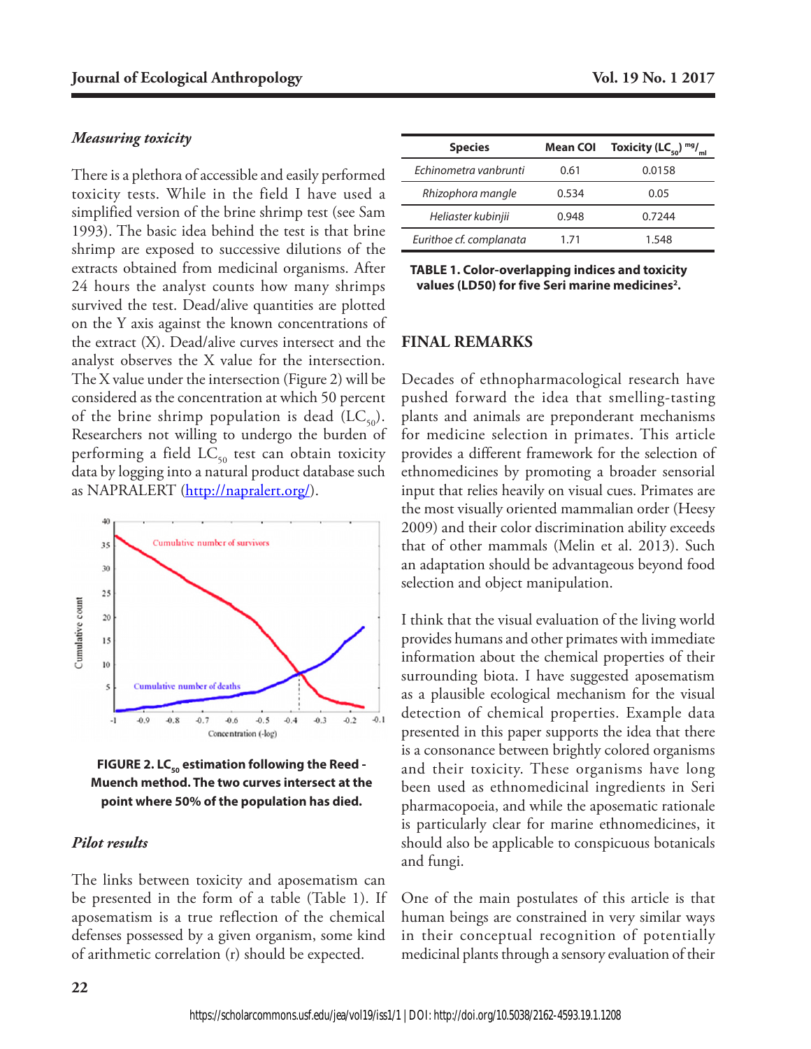### *Measuring toxicity*

There is a plethora of accessible and easily performed toxicity tests. While in the field I have used a simplified version of the brine shrimp test (see Sam 1993). The basic idea behind the test is that brine shrimp are exposed to successive dilutions of the extracts obtained from medicinal organisms. After 24 hours the analyst counts how many shrimps survived the test. Dead/alive quantities are plotted on the Y axis against the known concentrations of the extract (X). Dead/alive curves intersect and the analyst observes the X value for the intersection. The X value under the intersection (Figure 2) will be considered as the concentration at which 50 percent of the brine shrimp population is dead ($LC_{50}$). Researchers not willing to undergo the burden of performing a field $LC_{50}$ test can obtain toxicity data by logging into a natural product database such as NAPRALERT (http://napralert.org/).

**FIGURE 2. $LC_{50}$ estimation following the Reed - Muench method. The two curves intersect at the point where 50% of the population has died.**

### *Pilot results*

The links between toxicity and aposematism can be presented in the form of a table (Table 1). If aposematism is a true reflection of the chemical defenses possessed by a given organism, some kind of arithmetic correlation (r) should be expected.

| Species | Mean COI | Toxicity ($LC_{50}$) $^{mg}/_{ml}$ |
|---|---|---|
| *Echinometra vanbrunti* | 0.61 | 0.0158 |
| *Rhizophora mangle* | 0.534 | 0.05 |
| *Heliaster kubinjii* | 0.948 | 0.7244 |
| *Eurithoe cf. complanata* | 1.71 | 1.548 |

**TABLE 1. Color-overlapping indices and toxicity values (LD50) for five Seri marine medicines[2].**

## FINAL REMARKS

Decades of ethnopharmacological research have pushed forward the idea that smelling-tasting plants and animals are preponderant mechanisms for medicine selection in primates. This article provides a different framework for the selection of ethnomedicines by promoting a broader sensorial input that relies heavily on visual cues. Primates are the most visually oriented mammalian order (Heesy 2009) and their color discrimination ability exceeds that of other mammals (Melin et al. 2013). Such an adaptation should be advantageous beyond food selection and object manipulation.

I think that the visual evaluation of the living world provides humans and other primates with immediate information about the chemical properties of their surrounding biota. I have suggested aposematism as a plausible ecological mechanism for the visual detection of chemical properties. Example data presented in this paper supports the idea that there is a consonance between brightly colored organisms and their toxicity. These organisms have long been used as ethnomedicinal ingredients in Seri pharmacopoeia, and while the aposematic rationale is particularly clear for marine ethnomedicines, it should also be applicable to conspicuous botanicals and fungi.

One of the main postulates of this article is that human beings are constrained in very similar ways in their conceptual recognition of potentially medicinal plants through a sensory evaluation of their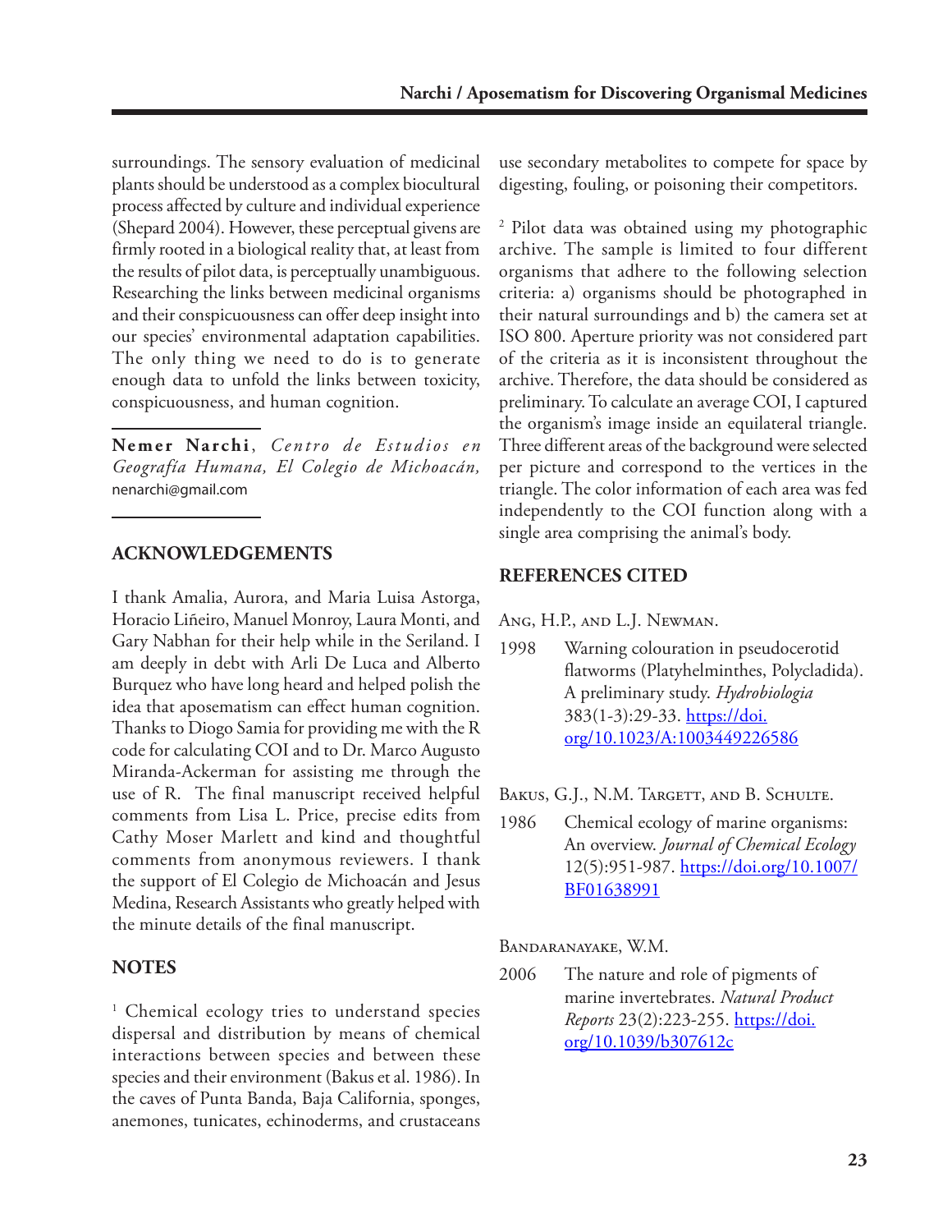surroundings. The sensory evaluation of medicinal plants should be understood as a complex biocultural process affected by culture and individual experience (Shepard 2004). However, these perceptual givens are firmly rooted in a biological reality that, at least from the results of pilot data, is perceptually unambiguous. Researching the links between medicinal organisms and their conspicuousness can offer deep insight into our species' environmental adaptation capabilities. The only thing we need to do is to generate enough data to unfold the links between toxicity, conspicuousness, and human cognition.

**Nemer Narchi**, *Centro de Estudios en Geografía Humana, El Colegio de Michoacán,* nenarchi@gmail.com

## ACKNOWLEDGEMENTS

I thank Amalia, Aurora, and Maria Luisa Astorga, Horacio Liñeiro, Manuel Monroy, Laura Monti, and Gary Nabhan for their help while in the Seriland. I am deeply in debt with Arli De Luca and Alberto Burquez who have long heard and helped polish the idea that aposematism can effect human cognition. Thanks to Diogo Samia for providing me with the R code for calculating COI and to Dr. Marco Augusto Miranda-Ackerman for assisting me through the use of R. The final manuscript received helpful comments from Lisa L. Price, precise edits from Cathy Moser Marlett and kind and thoughtful comments from anonymous reviewers. I thank the support of El Colegio de Michoacán and Jesus Medina, Research Assistants who greatly helped with the minute details of the final manuscript.

## NOTES

[1] Chemical ecology tries to understand species dispersal and distribution by means of chemical interactions between species and between these species and their environment (Bakus et al. 1986). In the caves of Punta Banda, Baja California, sponges, anemones, tunicates, echinoderms, and crustaceans use secondary metabolites to compete for space by digesting, fouling, or poisoning their competitors.

[2] Pilot data was obtained using my photographic archive. The sample is limited to four different organisms that adhere to the following selection criteria: a) organisms should be photographed in their natural surroundings and b) the camera set at ISO 800. Aperture priority was not considered part of the criteria as it is inconsistent throughout the archive. Therefore, the data should be considered as preliminary. To calculate an average COI, I captured the organism's image inside an equilateral triangle. Three different areas of the background were selected per picture and correspond to the vertices in the triangle. The color information of each area was fed independently to the COI function along with a single area comprising the animal's body.

## REFERENCES CITED

Ang, H.P., and L.J. Newman.

1998 Warning colouration in pseudocerotid flatworms (Platyhelminthes, Polycladida). A preliminary study. *Hydrobiologia* 383(1-3):29-33. https://doi.org/10.1023/A:1003449226586

Bakus, G.J., N.M. Targett, and B. Schulte.

1986 Chemical ecology of marine organisms: An overview. *Journal of Chemical Ecology* 12(5):951-987. https://doi.org/10.1007/BF01638991

Bandaranayake, W.M.

2006 The nature and role of pigments of marine invertebrates. *Natural Product Reports* 23(2):223-255. https://doi.org/10.1039/b307612c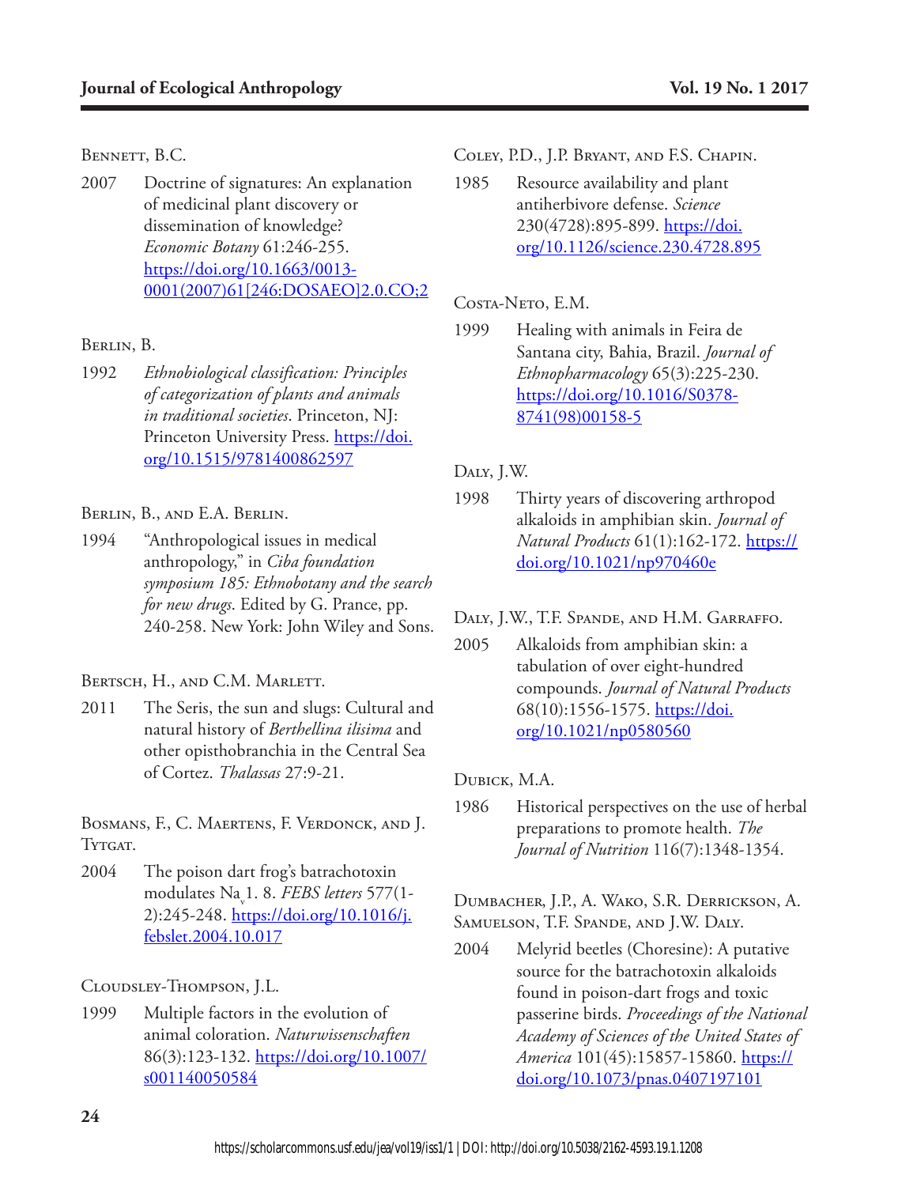Bennett, B.C.

2007 Doctrine of signatures: An explanation of medicinal plant discovery or dissemination of knowledge? *Economic Botany* 61:246-255. https://doi.org/10.1663/0013-0001(2007)61[246:DOSAEO]2.0.CO;2

Berlin, B.

1992 *Ethnobiological classification: Principles of categorization of plants and animals in traditional societies*. Princeton, NJ: Princeton University Press. https://doi.org/10.1515/9781400862597

Berlin, B., and E.A. Berlin.

1994 "Anthropological issues in medical anthropology," in *Ciba foundation symposium 185: Ethnobotany and the search for new drugs*. Edited by G. Prance, pp. 240-258. New York: John Wiley and Sons.

Bertsch, H., and C.M. Marlett.

2011 The Seris, the sun and slugs: Cultural and natural history of *Berthellina ilisima* and other opisthobranchia in the Central Sea of Cortez. *Thalassas* 27:9-21.

Bosmans, F., C. Maertens, F. Verdonck, and J. Tytgat.

2004 The poison dart frog's batrachotoxin modulates $Na_v1.8$. *FEBS letters* 577(1-2):245-248. https://doi.org/10.1016/j.febslet.2004.10.017

Cloudsley-Thompson, J.L.

1999 Multiple factors in the evolution of animal coloration. *Naturwissenschaften* 86(3):123-132. https://doi.org/10.1007/s001140050584

Coley, P.D., J.P. Bryant, and F.S. Chapin.

1985 Resource availability and plant antiherbivore defense. *Science* 230(4728):895-899. https://doi.org/10.1126/science.230.4728.895

Costa-Neto, E.M.

1999 Healing with animals in Feira de Santana city, Bahia, Brazil. *Journal of Ethnopharmacology* 65(3):225-230. https://doi.org/10.1016/S0378-8741(98)00158-5

Daly, J.W.

1998 Thirty years of discovering arthropod alkaloids in amphibian skin. *Journal of Natural Products* 61(1):162-172. https://doi.org/10.1021/np970460e

Daly, J.W., T.F. Spande, and H.M. Garraffo.

2005 Alkaloids from amphibian skin: a tabulation of over eight-hundred compounds. *Journal of Natural Products* 68(10):1556-1575. https://doi.org/10.1021/np0580560

Dubick, M.A.

1986 Historical perspectives on the use of herbal preparations to promote health. *The Journal of Nutrition* 116(7):1348-1354.

Dumbacher, J.P., A. Wako, S.R. Derrickson, A. Samuelson, T.F. Spande, and J.W. Daly.

2004 Melyrid beetles (Choresine): A putative source for the batrachotoxin alkaloids found in poison-dart frogs and toxic passerine birds. *Proceedings of the National Academy of Sciences of the United States of America* 101(45):15857-15860. https://doi.org/10.1073/pnas.0407197101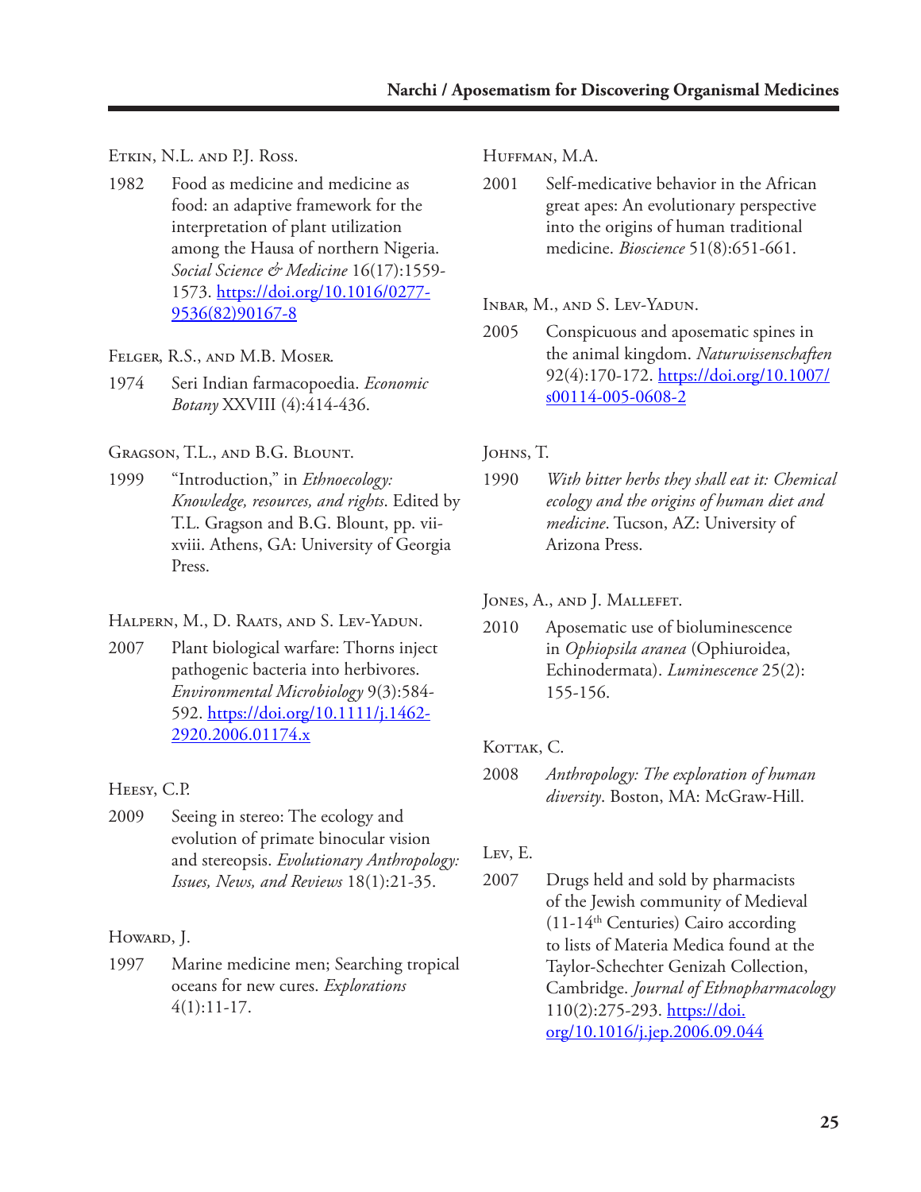Etkin, N.L. and P.J. Ross.

1982 Food as medicine and medicine as food: an adaptive framework for the interpretation of plant utilization among the Hausa of northern Nigeria. *Social Science & Medicine* 16(17):1559-1573. https://doi.org/10.1016/0277-9536(82)90167-8

Felger, R.S., and M.B. Moser.

1974 Seri Indian farmacopoedia. *Economic Botany* XXVIII (4):414-436.

Gragson, T.L., and B.G. Blount.

1999 "Introduction," in *Ethnoecology: Knowledge, resources, and rights*. Edited by T.L. Gragson and B.G. Blount, pp. vii-xviii. Athens, GA: University of Georgia Press.

Halpern, M., D. Raats, and S. Lev-Yadun.

2007 Plant biological warfare: Thorns inject pathogenic bacteria into herbivores. *Environmental Microbiology* 9(3):584-592. https://doi.org/10.1111/j.1462-2920.2006.01174.x

Heesy, C.P.

2009 Seeing in stereo: The ecology and evolution of primate binocular vision and stereopsis. *Evolutionary Anthropology: Issues, News, and Reviews* 18(1):21-35.

Howard, J.

1997 Marine medicine men; Searching tropical oceans for new cures. *Explorations* 4(1):11-17.

Huffman, M.A.

2001 Self-medicative behavior in the African great apes: An evolutionary perspective into the origins of human traditional medicine. *Bioscience* 51(8):651-661.

Inbar, M., and S. Lev-Yadun.

2005 Conspicuous and aposematic spines in the animal kingdom. *Naturwissenschaften* 92(4):170-172. https://doi.org/10.1007/s00114-005-0608-2

Johns, T.

1990 *With bitter herbs they shall eat it: Chemical ecology and the origins of human diet and medicine*. Tucson, AZ: University of Arizona Press.

Jones, A., and J. Mallefet.

2010 Aposematic use of bioluminescence in *Ophiopsila aranea* (Ophiuroidea, Echinodermata). *Luminescence* 25(2):155-156.

Kottak, C.

2008 *Anthropology: The exploration of human diversity*. Boston, MA: McGraw-Hill.

Lev, E.

2007 Drugs held and sold by pharmacists of the Jewish community of Medieval (11-14th Centuries) Cairo according to lists of Materia Medica found at the Taylor-Schechter Genizah Collection, Cambridge. *Journal of Ethnopharmacology* 110(2):275-293. https://doi.org/10.1016/j.jep.2006.09.044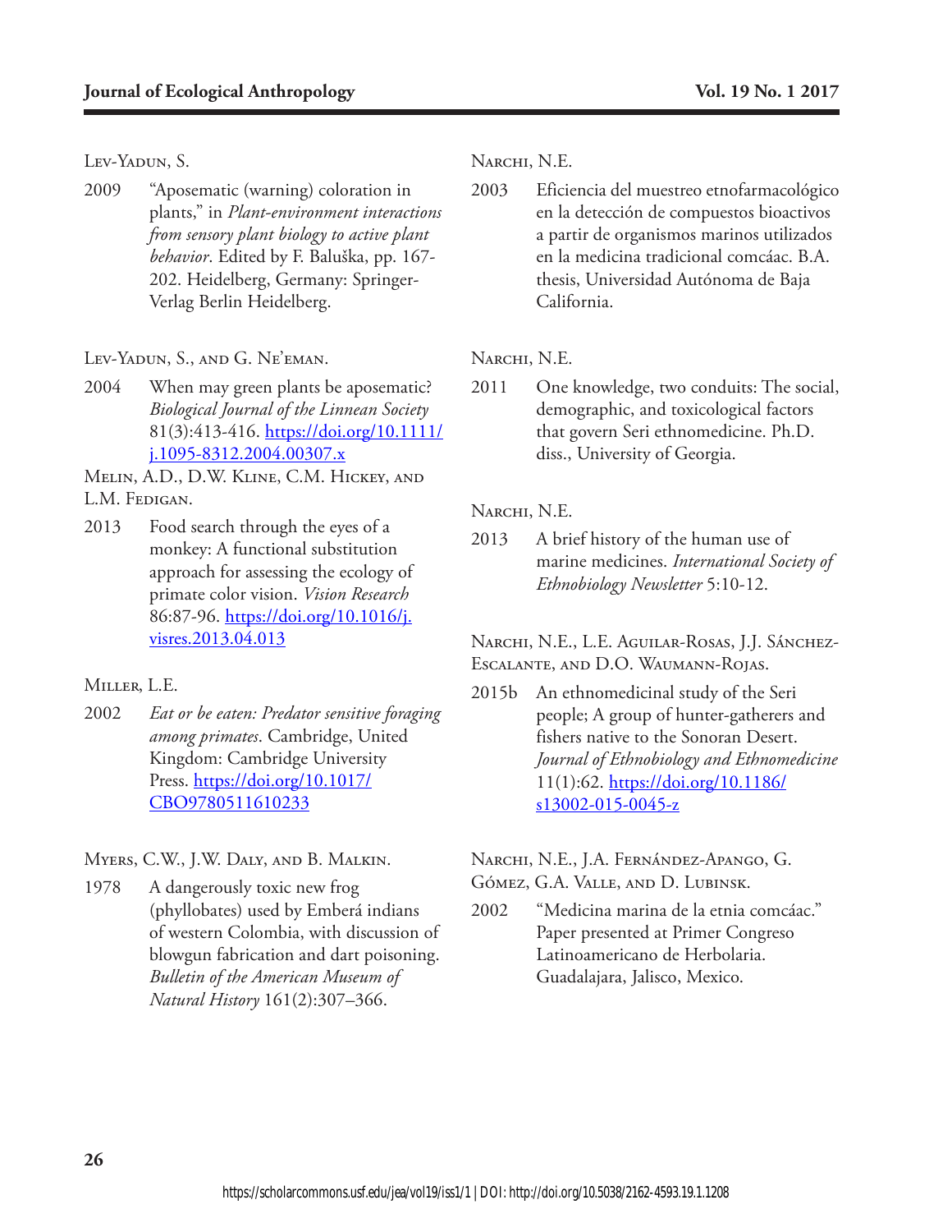Lev-Yadun, S.

2009 "Aposematic (warning) coloration in plants," in *Plant-environment interactions from sensory plant biology to active plant behavior*. Edited by F. Baluška, pp. 167-202. Heidelberg, Germany: Springer-Verlag Berlin Heidelberg.

Lev-Yadun, S., and G. Ne'eman.

2004 When may green plants be aposematic? *Biological Journal of the Linnean Society* 81(3):413-416. https://doi.org/10.1111/j.1095-8312.2004.00307.x

Melin, A.D., D.W. Kline, C.M. Hickey, and L.M. Fedigan.

2013 Food search through the eyes of a monkey: A functional substitution approach for assessing the ecology of primate color vision. *Vision Research* 86:87-96. https://doi.org/10.1016/j.visres.2013.04.013

Miller, L.E.

2002 *Eat or be eaten: Predator sensitive foraging among primates*. Cambridge, United Kingdom: Cambridge University Press. https://doi.org/10.1017/CBO9780511610233

Myers, C.W., J.W. Daly, and B. Malkin.

1978 A dangerously toxic new frog (phyllobates) used by Emberá indians of western Colombia, with discussion of blowgun fabrication and dart poisoning. *Bulletin of the American Museum of Natural History* 161(2):307–366.

Narchi, N.E.

2003 Eficiencia del muestreo etnofarmacológico en la detección de compuestos bioactivos a partir de organismos marinos utilizados en la medicina tradicional comcáac. B.A. thesis, Universidad Autónoma de Baja California.

Narchi, N.E.

2011 One knowledge, two conduits: The social, demographic, and toxicological factors that govern Seri ethnomedicine. Ph.D. diss., University of Georgia.

Narchi, N.E.

2013 A brief history of the human use of marine medicines. *International Society of Ethnobiology Newsletter* 5:10-12.

Narchi, N.E., L.E. Aguilar-Rosas, J.J. Sánchez-Escalante, and D.O. Waumann-Rojas.

2015b An ethnomedicinal study of the Seri people; A group of hunter-gatherers and fishers native to the Sonoran Desert. *Journal of Ethnobiology and Ethnomedicine* 11(1):62. https://doi.org/10.1186/s13002-015-0045-z

Narchi, N.E., J.A. Fernández-Apango, G. Gómez, G.A. Valle, and D. Lubinsk.

2002 "Medicina marina de la etnia comcáac." Paper presented at Primer Congreso Latinoamericano de Herbolaria. Guadalajara, Jalisco, Mexico.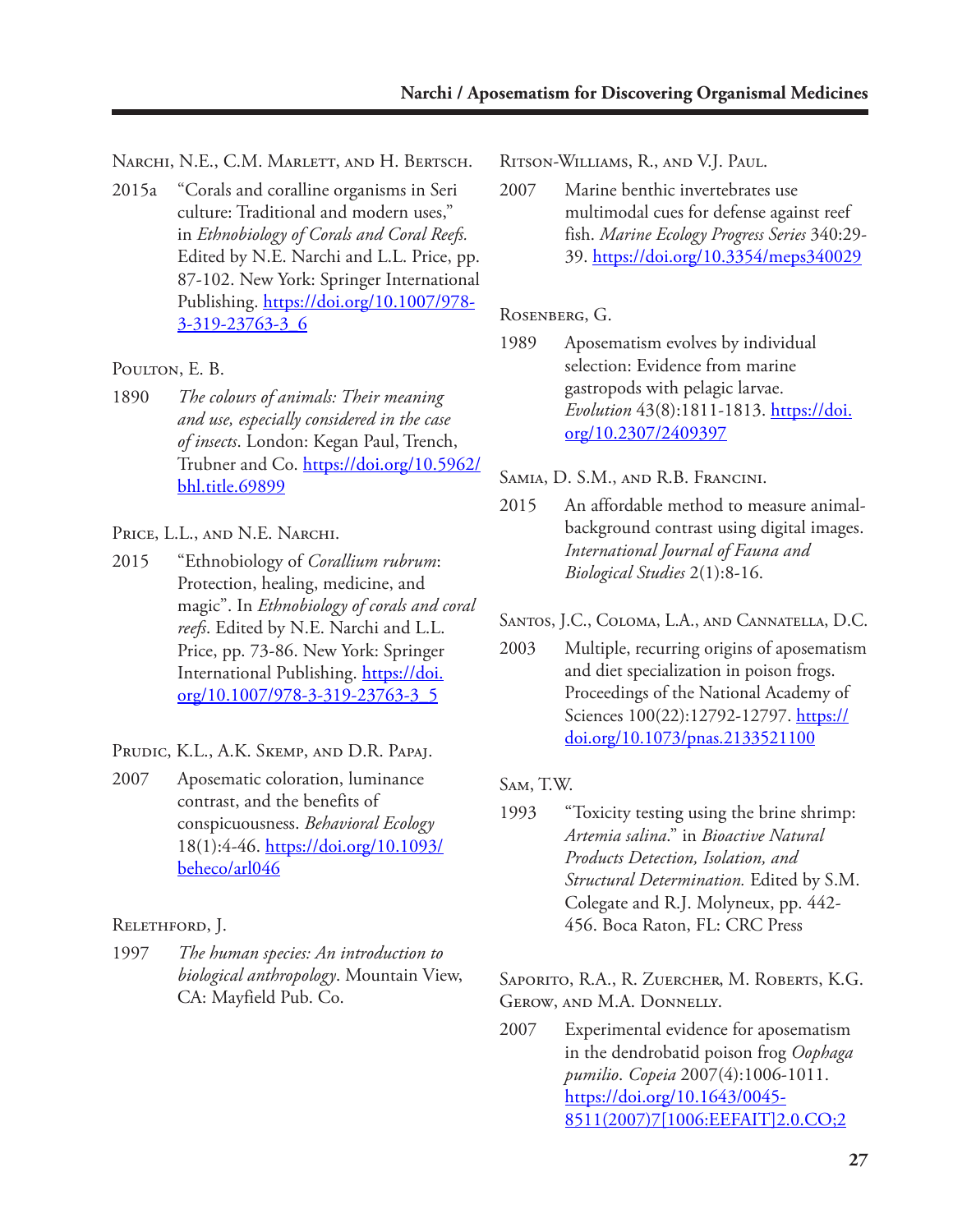Narchi, N.E., C.M. Marlett, and H. Bertsch.

2015a "Corals and coralline organisms in Seri culture: Traditional and modern uses," in *Ethnobiology of Corals and Coral Reefs.* Edited by N.E. Narchi and L.L. Price, pp. 87-102. New York: Springer International Publishing. https://doi.org/10.1007/978-3-319-23763-3_6

Poulton, E. B.

1890 *The colours of animals: Their meaning and use, especially considered in the case of insects*. London: Kegan Paul, Trench, Trubner and Co. https://doi.org/10.5962/bhl.title.69899

Price, L.L., and N.E. Narchi.

2015 "Ethnobiology of *Corallium rubrum*: Protection, healing, medicine, and magic". In *Ethnobiology of corals and coral reefs*. Edited by N.E. Narchi and L.L. Price, pp. 73-86. New York: Springer International Publishing. https://doi.org/10.1007/978-3-319-23763-3_5

Prudic, K.L., A.K. Skemp, and D.R. Papaj.

2007 Aposematic coloration, luminance contrast, and the benefits of conspicuousness. *Behavioral Ecology* 18(1):4-46. https://doi.org/10.1093/beheco/arl046

Relethford, J.

1997 *The human species: An introduction to biological anthropology*. Mountain View, CA: Mayfield Pub. Co.

Ritson-Williams, R., and V.J. Paul.

2007 Marine benthic invertebrates use multimodal cues for defense against reef fish. *Marine Ecology Progress Series* 340:29-39. https://doi.org/10.3354/meps340029

Rosenberg, G.

1989 Aposematism evolves by individual selection: Evidence from marine gastropods with pelagic larvae. *Evolution* 43(8):1811-1813. https://doi.org/10.2307/2409397

Samia, D. S.M., and R.B. Francini.

2015 An affordable method to measure animal-background contrast using digital images. *International Journal of Fauna and Biological Studies* 2(1):8-16.

Santos, J.C., Coloma, L.A., and Cannatella, D.C.

2003 Multiple, recurring origins of aposematism and diet specialization in poison frogs. Proceedings of the National Academy of Sciences 100(22):12792-12797. https://doi.org/10.1073/pnas.2133521100

Sam, T.W.

1993 "Toxicity testing using the brine shrimp: *Artemia salina*." in *Bioactive Natural Products Detection, Isolation, and Structural Determination.* Edited by S.M. Colegate and R.J. Molyneux, pp. 442-456. Boca Raton, FL: CRC Press

Saporito, R.A., R. Zuercher, M. Roberts, K.G. Gerow, and M.A. Donnelly.

2007 Experimental evidence for aposematism in the dendrobatid poison frog *Oophaga pumilio*. *Copeia* 2007(4):1006-1011. https://doi.org/10.1643/0045-8511(2007)7[1006:EEFAIT]2.0.CO;2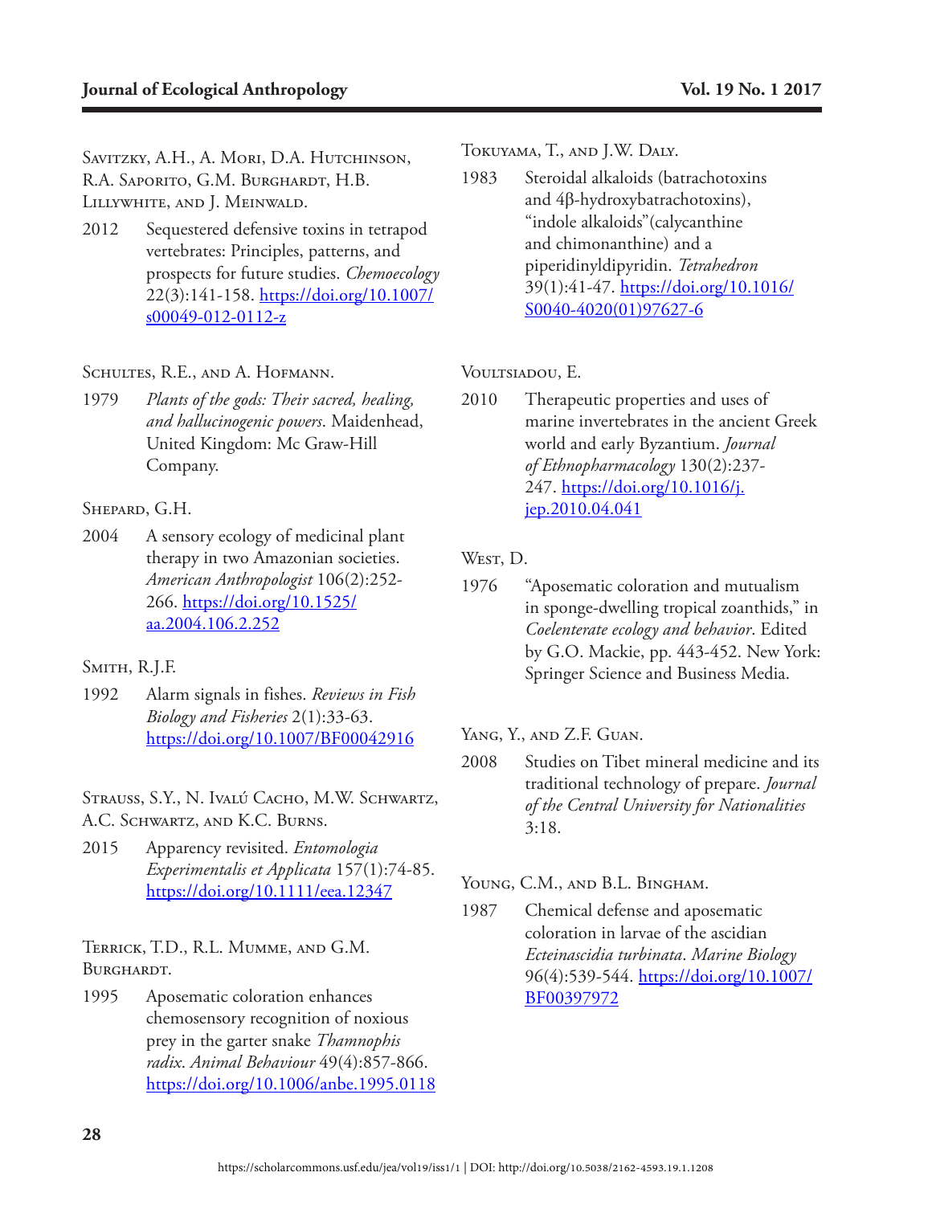Savitzky, A.H., A. Mori, D.A. Hutchinson, R.A. Saporito, G.M. Burghardt, H.B. Lillywhite, and J. Meinwald.

2012 Sequestered defensive toxins in tetrapod vertebrates: Principles, patterns, and prospects for future studies. *Chemoecology* 22(3):141-158. https://doi.org/10.1007/s00049-012-0112-z

Schultes, R.E., and A. Hofmann.

1979 *Plants of the gods: Their sacred, healing, and hallucinogenic powers*. Maidenhead, United Kingdom: Mc Graw-Hill Company.

Shepard, G.H.

2004 A sensory ecology of medicinal plant therapy in two Amazonian societies. *American Anthropologist* 106(2):252-266. https://doi.org/10.1525/aa.2004.106.2.252

Smith, R.J.F.

1992 Alarm signals in fishes. *Reviews in Fish Biology and Fisheries* 2(1):33-63. https://doi.org/10.1007/BF00042916

Strauss, S.Y., N. Ivalú Cacho, M.W. Schwartz, A.C. Schwartz, and K.C. Burns.

2015 Apparency revisited. *Entomologia Experimentalis et Applicata* 157(1):74-85. https://doi.org/10.1111/eea.12347

Terrick, T.D., R.L. Mumme, and G.M. Burghardt.

1995 Aposematic coloration enhances chemosensory recognition of noxious prey in the garter snake *Thamnophis radix*. *Animal Behaviour* 49(4):857-866. https://doi.org/10.1006/anbe.1995.0118

Tokuyama, T., and J.W. Daly.

1983 Steroidal alkaloids (batrachotoxins and 4β-hydroxybatrachotoxins), "indole alkaloids"(calycanthine and chimonanthine) and a piperidinyldipyridin. *Tetrahedron* 39(1):41-47. https://doi.org/10.1016/S0040-4020(01)97627-6

Voultsiadou, E.

2010 Therapeutic properties and uses of marine invertebrates in the ancient Greek world and early Byzantium. *Journal of Ethnopharmacology* 130(2):237-247. https://doi.org/10.1016/j.jep.2010.04.041

West, D.

1976 "Aposematic coloration and mutualism in sponge-dwelling tropical zoanthids," in *Coelenterate ecology and behavior*. Edited by G.O. Mackie, pp. 443-452. New York: Springer Science and Business Media.

Yang, Y., and Z.F. Guan.

2008 Studies on Tibet mineral medicine and its traditional technology of prepare. *Journal of the Central University for Nationalities* 3:18.

Young, C.M., and B.L. Bingham.

1987 Chemical defense and aposematic coloration in larvae of the ascidian *Ecteinascidia turbinata*. *Marine Biology* 96(4):539-544. https://doi.org/10.1007/BF00397972